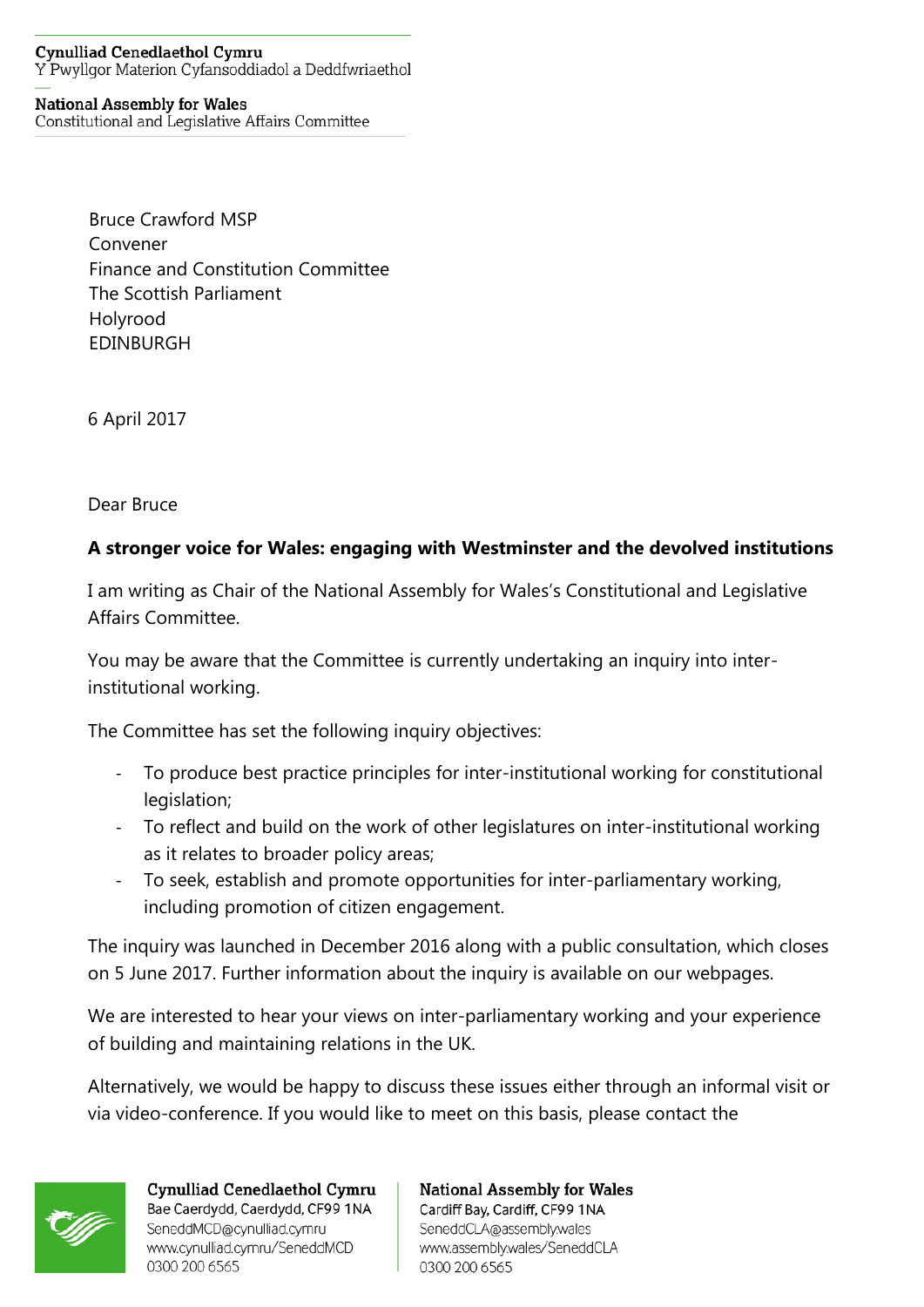Cynulliad Cenedlaethol Cymru
Y Pwyllgor Materion Cyfansoddiadol a Deddfwriaethol

National Assembly for Wales
Constitutional and Legislative Affairs Committee

Bruce Crawford MSP
Convener
Finance and Constitution Committee
The Scottish Parliament
Holyrood
EDINBURGH

6 April 2017

Dear Bruce

**A stronger voice for Wales: engaging with Westminster and the devolved institutions**

I am writing as Chair of the National Assembly for Wales's Constitutional and Legislative Affairs Committee.

You may be aware that the Committee is currently undertaking an inquiry into inter-institutional working.

The Committee has set the following inquiry objectives:

- To produce best practice principles for inter-institutional working for constitutional legislation;
- To reflect and build on the work of other legislatures on inter-institutional working as it relates to broader policy areas;
- To seek, establish and promote opportunities for inter-parliamentary working, including promotion of citizen engagement.

The inquiry was launched in December 2016 along with a public consultation, which closes on 5 June 2017. Further information about the inquiry is available on our webpages.

We are interested to hear your views on inter-parliamentary working and your experience of building and maintaining relations in the UK.

Alternatively, we would be happy to discuss these issues either through an informal visit or via video-conference. If you would like to meet on this basis, please contact the

Cynulliad Cenedlaethol Cymru
Bae Caerdydd, Caerdydd, CF99 1NA
SeneddMCD@cynulliad.cymru
www.cynulliad.cymru/SeneddMCD
0300 200 6565

National Assembly for Wales
Cardiff Bay, Cardiff, CF99 1NA
SeneddCLA@assembly.wales
www.assembly.wales/SeneddCLA
0300 200 6565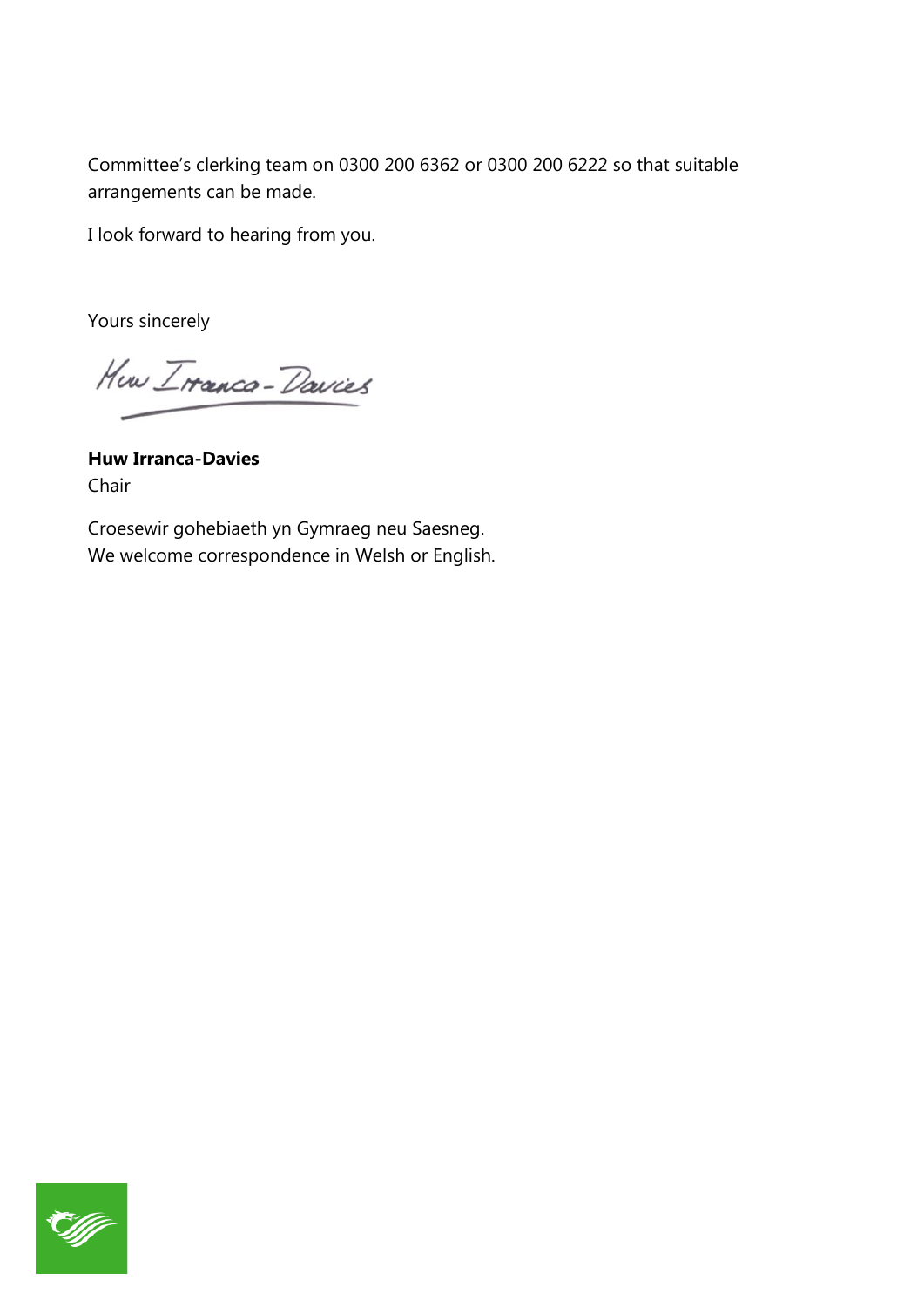Committee's clerking team on 0300 200 6362 or 0300 200 6222 so that suitable arrangements can be made.

I look forward to hearing from you.

Yours sincerely

**Huw Irranca-Davies**
Chair

Croesewir gohebiaeth yn Gymraeg neu Saesneg.
We welcome correspondence in Welsh or English.